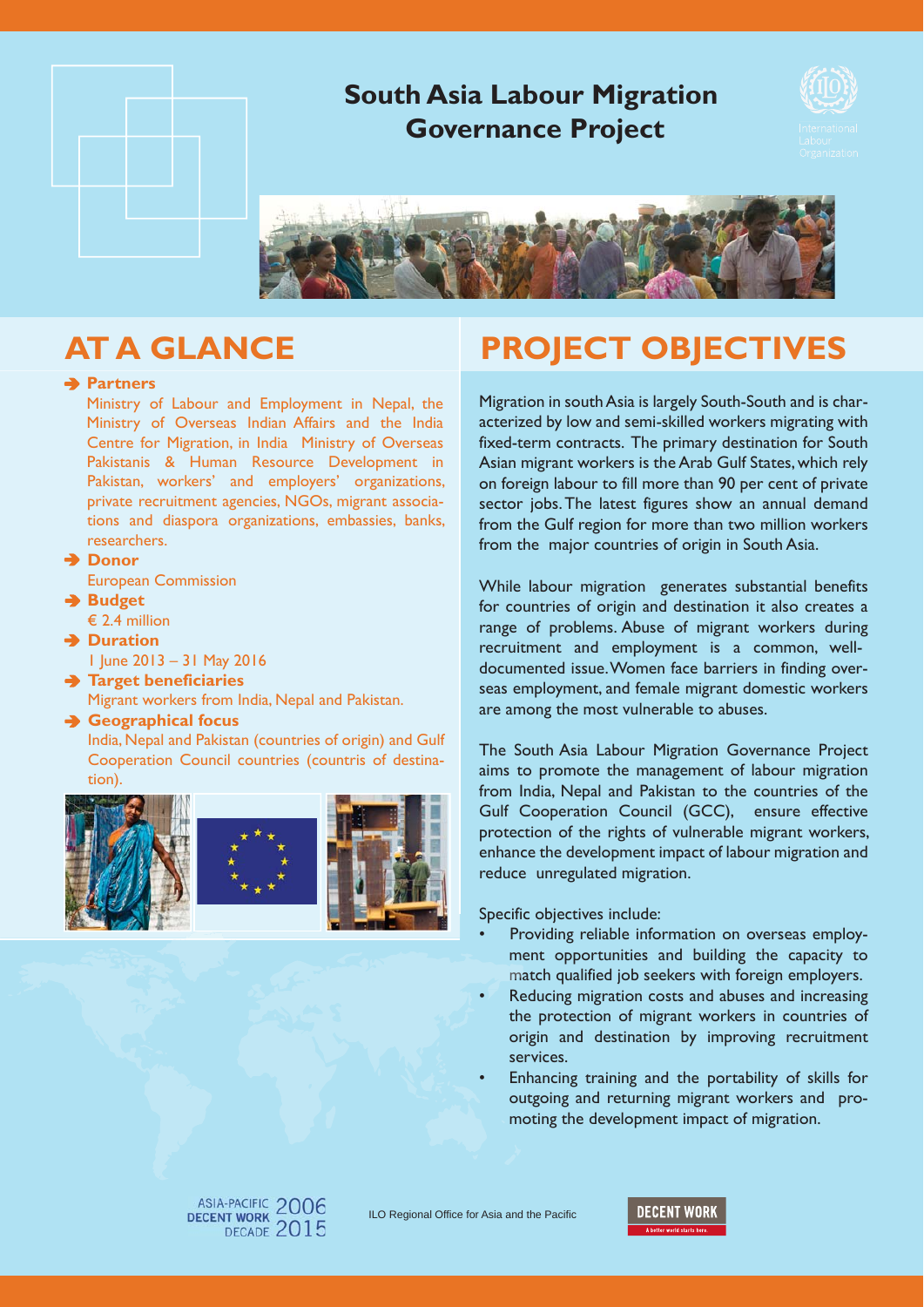# South Asia Labour Migration Governance Project

## AT A GLANCE

**Partners**

Ministry of Labour and Employment in Nepal, the Ministry of Overseas Indian Affairs and the India Centre for Migration, in India Ministry of Overseas Pakistanis & Human Resource Development in Pakistan, workers' and employers' organizations, private recruitment agencies, NGOs, migrant associations and diaspora organizations, embassies, banks, researchers.

**Donor**

European Commission

**Budget**

€ 2.4 million

**Duration**

1 June 2013 – 31 May 2016

**Target beneficiaries**

Migrant workers from India, Nepal and Pakistan.

**Geographical focus**

India, Nepal and Pakistan (countries of origin) and Gulf Cooperation Council countries (countris of destination).

## PROJECT OBJECTIVES

Migration in south Asia is largely South-South and is characterized by low and semi-skilled workers migrating with fixed-term contracts. The primary destination for South Asian migrant workers is the Arab Gulf States, which rely on foreign labour to fill more than 90 per cent of private sector jobs. The latest figures show an annual demand from the Gulf region for more than two million workers from the major countries of origin in South Asia.

While labour migration generates substantial benefits for countries of origin and destination it also creates a range of problems. Abuse of migrant workers during recruitment and employment is a common, well-documented issue. Women face barriers in finding overseas employment, and female migrant domestic workers are among the most vulnerable to abuses.

The South Asia Labour Migration Governance Project aims to promote the management of labour migration from India, Nepal and Pakistan to the countries of the Gulf Cooperation Council (GCC), ensure effective protection of the rights of vulnerable migrant workers, enhance the development impact of labour migration and reduce unregulated migration.

Specific objectives include:

- Providing reliable information on overseas employment opportunities and building the capacity to match qualified job seekers with foreign employers.
- Reducing migration costs and abuses and increasing the protection of migrant workers in countries of origin and destination by improving recruitment services.
- Enhancing training and the portability of skills for outgoing and returning migrant workers and promoting the development impact of migration.

ASIA-PACIFIC DECENT WORK DECADE 2006 2015

ILO Regional Office for Asia and the Pacific

DECENT WORK A better world starts here.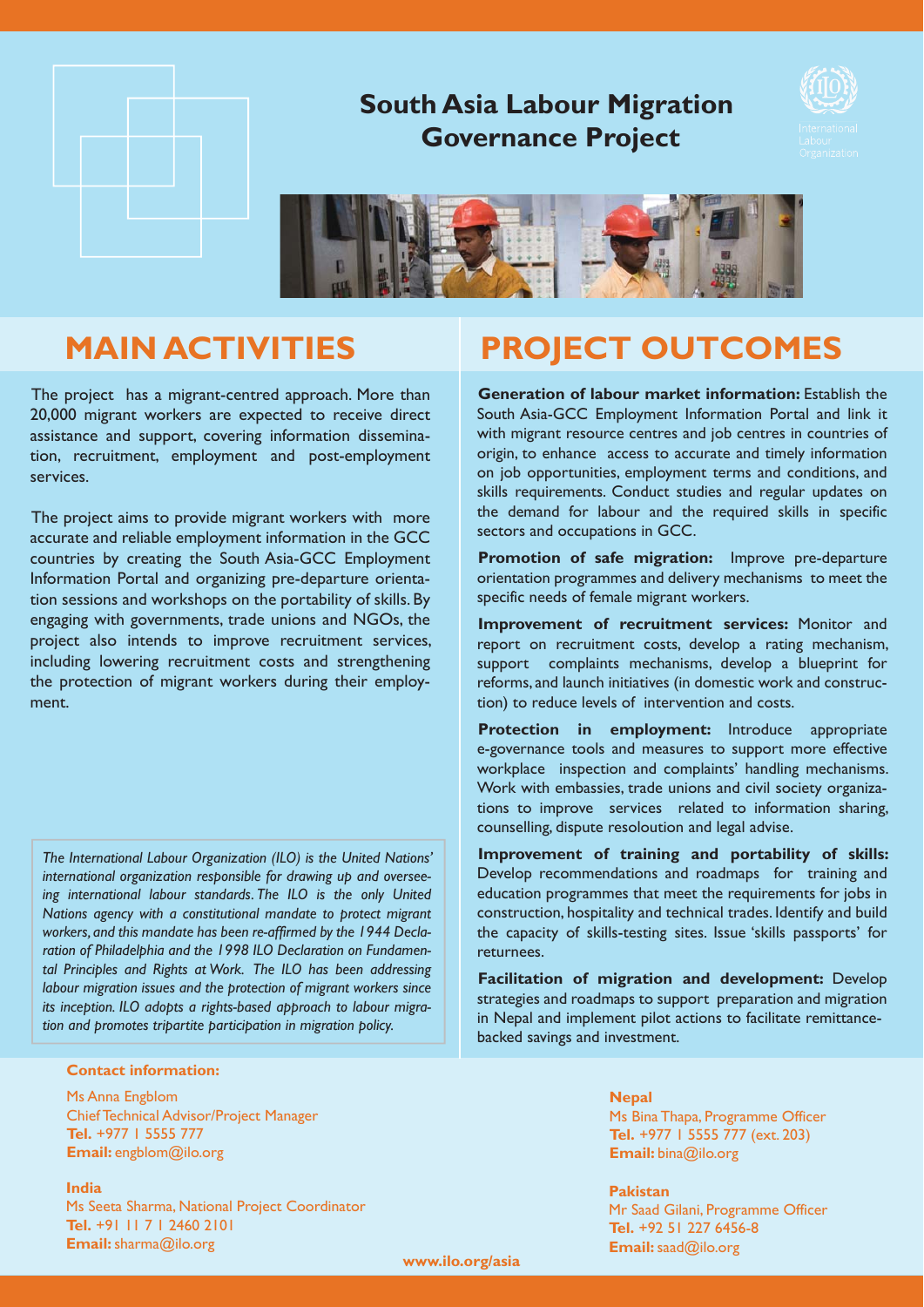# South Asia Labour Migration Governance Project

International Labour Organization

## MAIN ACTIVITIES

The project has a migrant-centred approach. More than 20,000 migrant workers are expected to receive direct assistance and support, covering information dissemination, recruitment, employment and post-employment services.

The project aims to provide migrant workers with more accurate and reliable employment information in the GCC countries by creating the South Asia-GCC Employment Information Portal and organizing pre-departure orientation sessions and workshops on the portability of skills. By engaging with governments, trade unions and NGOs, the project also intends to improve recruitment services, including lowering recruitment costs and strengthening the protection of migrant workers during their employment.

*The International Labour Organization (ILO) is the United Nations' international organization responsible for drawing up and overseeing international labour standards. The ILO is the only United Nations agency with a constitutional mandate to protect migrant workers, and this mandate has been re-affirmed by the 1944 Declaration of Philadelphia and the 1998 ILO Declaration on Fundamental Principles and Rights at Work. The ILO has been addressing labour migration issues and the protection of migrant workers since its inception. ILO adopts a rights-based approach to labour migration and promotes tripartite participation in migration policy.*

## PROJECT OUTCOMES

**Generation of labour market information:** Establish the South Asia-GCC Employment Information Portal and link it with migrant resource centres and job centres in countries of origin, to enhance access to accurate and timely information on job opportunities, employment terms and conditions, and skills requirements. Conduct studies and regular updates on the demand for labour and the required skills in specific sectors and occupations in GCC.

**Promotion of safe migration:** Improve pre-departure orientation programmes and delivery mechanisms to meet the specific needs of female migrant workers.

**Improvement of recruitment services:** Monitor and report on recruitment costs, develop a rating mechanism, support complaints mechanisms, develop a blueprint for reforms, and launch initiatives (in domestic work and construction) to reduce levels of intervention and costs.

**Protection in employment:** Introduce appropriate e-governance tools and measures to support more effective workplace inspection and complaints' handling mechanisms. Work with embassies, trade unions and civil society organizations to improve services related to information sharing, counselling, dispute resoloution and legal advise.

**Improvement of training and portability of skills:** Develop recommendations and roadmaps for training and education programmes that meet the requirements for jobs in construction, hospitality and technical trades. Identify and build the capacity of skills-testing sites. Issue 'skills passports' for returnees.

**Facilitation of migration and development:** Develop strategies and roadmaps to support preparation and migration in Nepal and implement pilot actions to facilitate remittance-backed savings and investment.

**Contact information:**

Ms Anna Engblom
Chief Technical Advisor/Project Manager
**Tel.** +977 1 5555 777
**Email:** engblom@ilo.org

**India**
Ms Seeta Sharma, National Project Coordinator
**Tel.** +91 11 7 1 2460 2101
**Email:** sharma@ilo.org

**Nepal**
Ms Bina Thapa, Programme Officer
**Tel.** +977 1 5555 777 (ext. 203)
**Email:** bina@ilo.org

**Pakistan**
Mr Saad Gilani, Programme Officer
**Tel.** +92 51 227 6456-8
**Email:** saad@ilo.org

**www.ilo.org/asia**